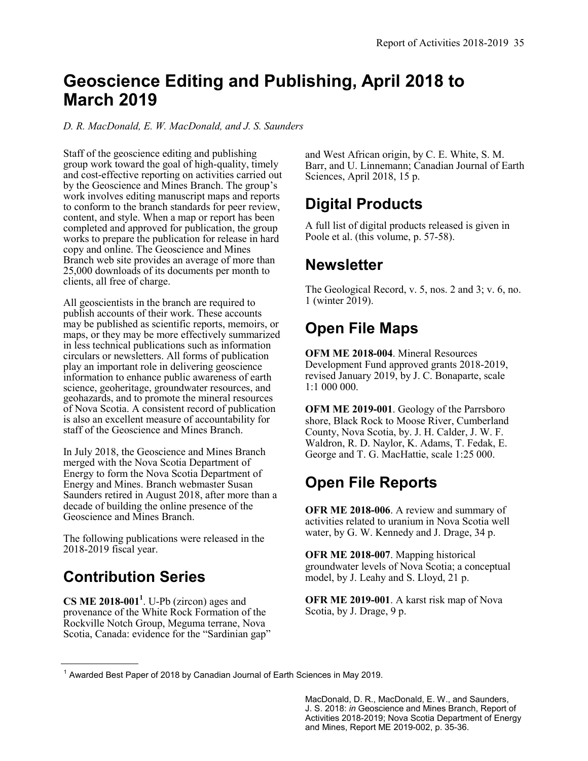# Geoscience Editing and Publishing, April 2018 to March 2019

*D. R. MacDonald, E. W. MacDonald, and J. S. Saunders*

Staff of the geoscience editing and publishing group work toward the goal of high-quality, timely and cost-effective reporting on activities carried out by the Geoscience and Mines Branch. The group's work involves editing manuscript maps and reports to conform to the branch standards for peer review, content, and style. When a map or report has been completed and approved for publication, the group works to prepare the publication for release in hard copy and online. The Geoscience and Mines Branch web site provides an average of more than 25,000 downloads of its documents per month to clients, all free of charge.

All geoscientists in the branch are required to publish accounts of their work. These accounts may be published as scientific reports, memoirs, or maps, or they may be more effectively summarized in less technical publications such as information circulars or newsletters. All forms of publication play an important role in delivering geoscience information to enhance public awareness of earth science, geoheritage, groundwater resources, and geohazards, and to promote the mineral resources of Nova Scotia. A consistent record of publication is also an excellent measure of accountability for staff of the Geoscience and Mines Branch.

In July 2018, the Geoscience and Mines Branch merged with the Nova Scotia Department of Energy to form the Nova Scotia Department of Energy and Mines. Branch webmaster Susan Saunders retired in August 2018, after more than a decade of building the online presence of the Geoscience and Mines Branch.

The following publications were released in the 2018-2019 fiscal year.

## Contribution Series

**CS ME 2018-001**[1]. U-Pb (zircon) ages and provenance of the White Rock Formation of the Rockville Notch Group, Meguma terrane, Nova Scotia, Canada: evidence for the "Sardinian gap" and West African origin, by C. E. White, S. M. Barr, and U. Linnemann; Canadian Journal of Earth Sciences, April 2018, 15 p.

## Digital Products

A full list of digital products released is given in Poole et al. (this volume, p. 57-58).

## Newsletter

The Geological Record, v. 5, nos. 2 and 3; v. 6, no. 1 (winter 2019).

## Open File Maps

**OFM ME 2018-004**. Mineral Resources Development Fund approved grants 2018-2019, revised January 2019, by J. C. Bonaparte, scale 1:1 000 000.

**OFM ME 2019-001**. Geology of the Parrsboro shore, Black Rock to Moose River, Cumberland County, Nova Scotia, by. J. H. Calder, J. W. F. Waldron, R. D. Naylor, K. Adams, T. Fedak, E. George and T. G. MacHattie, scale 1:25 000.

## Open File Reports

**OFR ME 2018-006**. A review and summary of activities related to uranium in Nova Scotia well water, by G. W. Kennedy and J. Drage, 34 p.

**OFR ME 2018-007**. Mapping historical groundwater levels of Nova Scotia; a conceptual model, by J. Leahy and S. Lloyd, 21 p.

**OFR ME 2019-001**. A karst risk map of Nova Scotia, by J. Drage, 9 p.

---

[1] Awarded Best Paper of 2018 by Canadian Journal of Earth Sciences in May 2019.

MacDonald, D. R., MacDonald, E. W., and Saunders, J. S. 2018: *in* Geoscience and Mines Branch, Report of Activities 2018-2019; Nova Scotia Department of Energy and Mines, Report ME 2019-002, p. 35-36.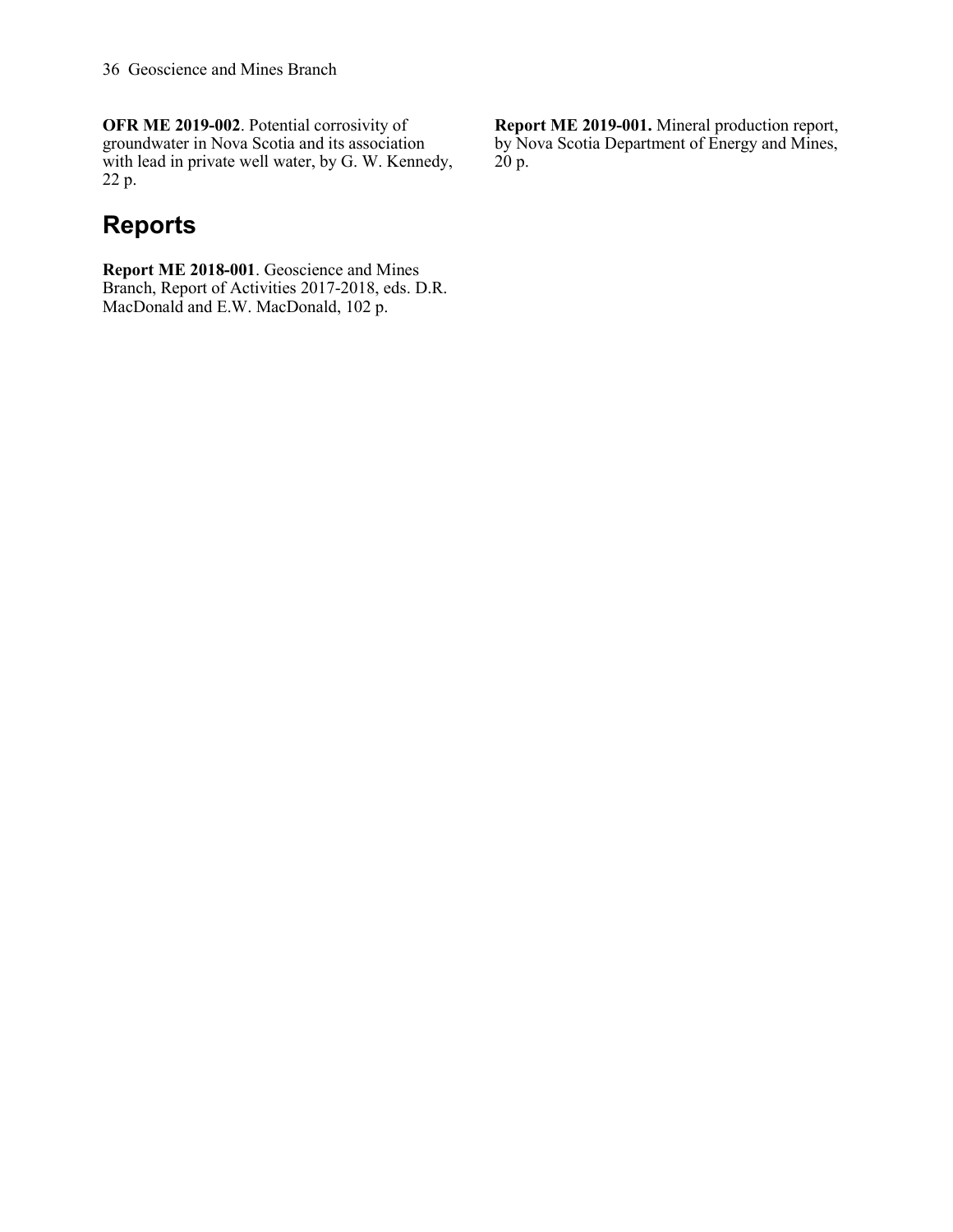**OFR ME 2019-002**. Potential corrosivity of groundwater in Nova Scotia and its association with lead in private well water, by G. W. Kennedy, 22 p.

## Reports

**Report ME 2018-001**. Geoscience and Mines Branch, Report of Activities 2017-2018, eds. D.R. MacDonald and E.W. MacDonald, 102 p.

**Report ME 2019-001.** Mineral production report, by Nova Scotia Department of Energy and Mines, 20 p.